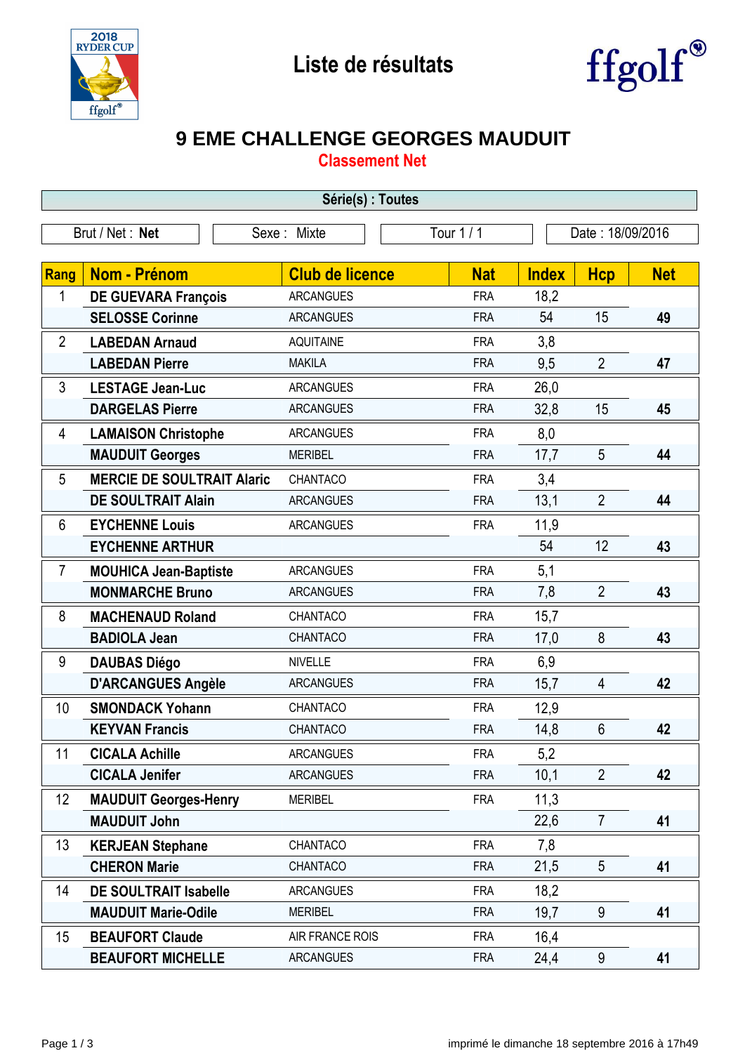# Liste de résultats

## 9 EME CHALLENGE GEORGES MAUDUIT

### Classement Net

**Série(s) : Toutes**

| Brut / Net : **Net** | Sexe : Mixte | Tour 1 / 1 | Date : 18/09/2016 |
|---|---|---|---|

| Rang | Nom - Prénom | Club de licence | Nat | Index | Hcp | Net |
|---|---|---|---|---|---|---|
| 1 | **DE GUEVARA François** | ARCANGUES | FRA | 18,2 | | |
| | **SELOSSE Corinne** | ARCANGUES | FRA | 54 | 15 | **49** |
| 2 | **LABEDAN Arnaud** | AQUITAINE | FRA | 3,8 | | |
| | **LABEDAN Pierre** | MAKILA | FRA | 9,5 | 2 | **47** |
| 3 | **LESTAGE Jean-Luc** | ARCANGUES | FRA | 26,0 | | |
| | **DARGELAS Pierre** | ARCANGUES | FRA | 32,8 | 15 | **45** |
| 4 | **LAMAISON Christophe** | ARCANGUES | FRA | 8,0 | | |
| | **MAUDUIT Georges** | MERIBEL | FRA | 17,7 | 5 | **44** |
| 5 | **MERCIE DE SOULTRAIT Alaric** | CHANTACO | FRA | 3,4 | | |
| | **DE SOULTRAIT Alain** | ARCANGUES | FRA | 13,1 | 2 | **44** |
| 6 | **EYCHENNE Louis** | ARCANGUES | FRA | 11,9 | | |
| | **EYCHENNE ARTHUR** | | | 54 | 12 | **43** |
| 7 | **MOUHICA Jean-Baptiste** | ARCANGUES | FRA | 5,1 | | |
| | **MONMARCHE Bruno** | ARCANGUES | FRA | 7,8 | 2 | **43** |
| 8 | **MACHENAUD Roland** | CHANTACO | FRA | 15,7 | | |
| | **BADIOLA Jean** | CHANTACO | FRA | 17,0 | 8 | **43** |
| 9 | **DAUBAS Diégo** | NIVELLE | FRA | 6,9 | | |
| | **D'ARCANGUES Angèle** | ARCANGUES | FRA | 15,7 | 4 | **42** |
| 10 | **SMONDACK Yohann** | CHANTACO | FRA | 12,9 | | |
| | **KEYVAN Francis** | CHANTACO | FRA | 14,8 | 6 | **42** |
| 11 | **CICALA Achille** | ARCANGUES | FRA | 5,2 | | |
| | **CICALA Jenifer** | ARCANGUES | FRA | 10,1 | 2 | **42** |
| 12 | **MAUDUIT Georges-Henry** | MERIBEL | FRA | 11,3 | | |
| | **MAUDUIT John** | | | 22,6 | 7 | **41** |
| 13 | **KERJEAN Stephane** | CHANTACO | FRA | 7,8 | | |
| | **CHERON Marie** | CHANTACO | FRA | 21,5 | 5 | **41** |
| 14 | **DE SOULTRAIT Isabelle** | ARCANGUES | FRA | 18,2 | | |
| | **MAUDUIT Marie-Odile** | MERIBEL | FRA | 19,7 | 9 | **41** |
| 15 | **BEAUFORT Claude** | AIR FRANCE ROIS | FRA | 16,4 | | |
| | **BEAUFORT MICHELLE** | ARCANGUES | FRA | 24,4 | 9 | **41** |

imprimé le dimanche 18 septembre 2016 à 17h49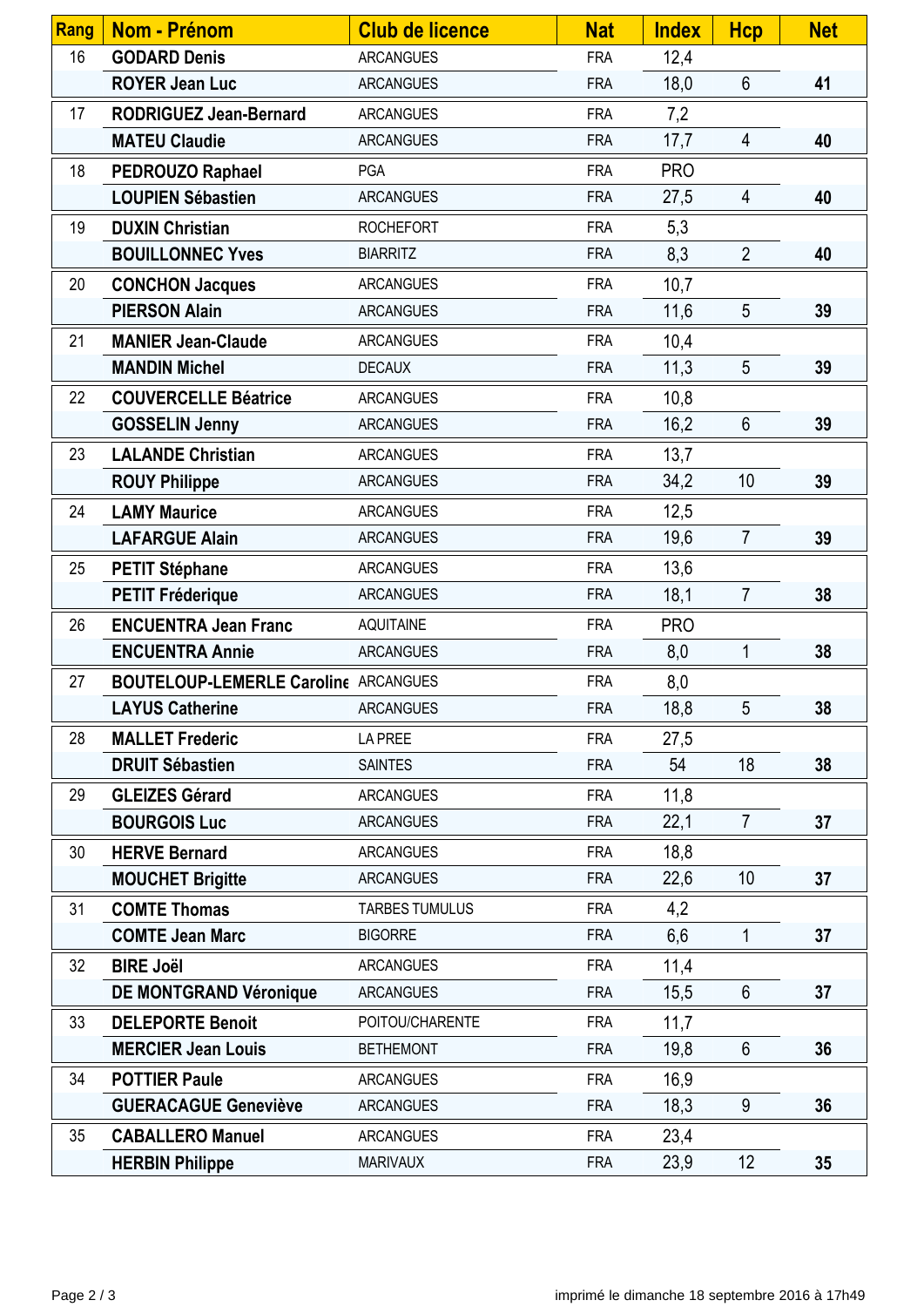| Rang | Nom - Prénom | Club de licence | Nat | Index | Hcp | Net |
|---|---|---|---|---|---|---|
| 16 | **GODARD Denis** | ARCANGUES | FRA | 12,4 | | |
| | **ROYER Jean Luc** | ARCANGUES | FRA | 18,0 | 6 | **41** |
| 17 | **RODRIGUEZ Jean-Bernard** | ARCANGUES | FRA | 7,2 | | |
| | **MATEU Claudie** | ARCANGUES | FRA | 17,7 | 4 | **40** |
| 18 | **PEDROUZO Raphael** | PGA | FRA | PRO | | |
| | **LOUPIEN Sébastien** | ARCANGUES | FRA | 27,5 | 4 | **40** |
| 19 | **DUXIN Christian** | ROCHEFORT | FRA | 5,3 | | |
| | **BOUILLONNEC Yves** | BIARRITZ | FRA | 8,3 | 2 | **40** |
| 20 | **CONCHON Jacques** | ARCANGUES | FRA | 10,7 | | |
| | **PIERSON Alain** | ARCANGUES | FRA | 11,6 | 5 | **39** |
| 21 | **MANIER Jean-Claude** | ARCANGUES | FRA | 10,4 | | |
| | **MANDIN Michel** | DECAUX | FRA | 11,3 | 5 | **39** |
| 22 | **COUVERCELLE Béatrice** | ARCANGUES | FRA | 10,8 | | |
| | **GOSSELIN Jenny** | ARCANGUES | FRA | 16,2 | 6 | **39** |
| 23 | **LALANDE Christian** | ARCANGUES | FRA | 13,7 | | |
| | **ROUY Philippe** | ARCANGUES | FRA | 34,2 | 10 | **39** |
| 24 | **LAMY Maurice** | ARCANGUES | FRA | 12,5 | | |
| | **LAFARGUE Alain** | ARCANGUES | FRA | 19,6 | 7 | **39** |
| 25 | **PETIT Stéphane** | ARCANGUES | FRA | 13,6 | | |
| | **PETIT Fréderique** | ARCANGUES | FRA | 18,1 | 7 | **38** |
| 26 | **ENCUENTRA Jean Franc** | AQUITAINE | FRA | PRO | | |
| | **ENCUENTRA Annie** | ARCANGUES | FRA | 8,0 | 1 | **38** |
| 27 | **BOUTELOUP-LEMERLE Caroline** | ARCANGUES | FRA | 8,0 | | |
| | **LAYUS Catherine** | ARCANGUES | FRA | 18,8 | 5 | **38** |
| 28 | **MALLET Frederic** | LA PREE | FRA | 27,5 | | |
| | **DRUIT Sébastien** | SAINTES | FRA | 54 | 18 | **38** |
| 29 | **GLEIZES Gérard** | ARCANGUES | FRA | 11,8 | | |
| | **BOURGOIS Luc** | ARCANGUES | FRA | 22,1 | 7 | **37** |
| 30 | **HERVE Bernard** | ARCANGUES | FRA | 18,8 | | |
| | **MOUCHET Brigitte** | ARCANGUES | FRA | 22,6 | 10 | **37** |
| 31 | **COMTE Thomas** | TARBES TUMULUS | FRA | 4,2 | | |
| | **COMTE Jean Marc** | BIGORRE | FRA | 6,6 | 1 | **37** |
| 32 | **BIRE Joël** | ARCANGUES | FRA | 11,4 | | |
| | **DE MONTGRAND Véronique** | ARCANGUES | FRA | 15,5 | 6 | **37** |
| 33 | **DELEPORTE Benoit** | POITOU/CHARENTE | FRA | 11,7 | | |
| | **MERCIER Jean Louis** | BETHEMONT | FRA | 19,8 | 6 | **36** |
| 34 | **POTTIER Paule** | ARCANGUES | FRA | 16,9 | | |
| | **GUERACAGUE Geneviève** | ARCANGUES | FRA | 18,3 | 9 | **36** |
| 35 | **CABALLERO Manuel** | ARCANGUES | FRA | 23,4 | | |
| | **HERBIN Philippe** | MARIVAUX | FRA | 23,9 | 12 | **35** |

imprimé le dimanche 18 septembre 2016 à 17h49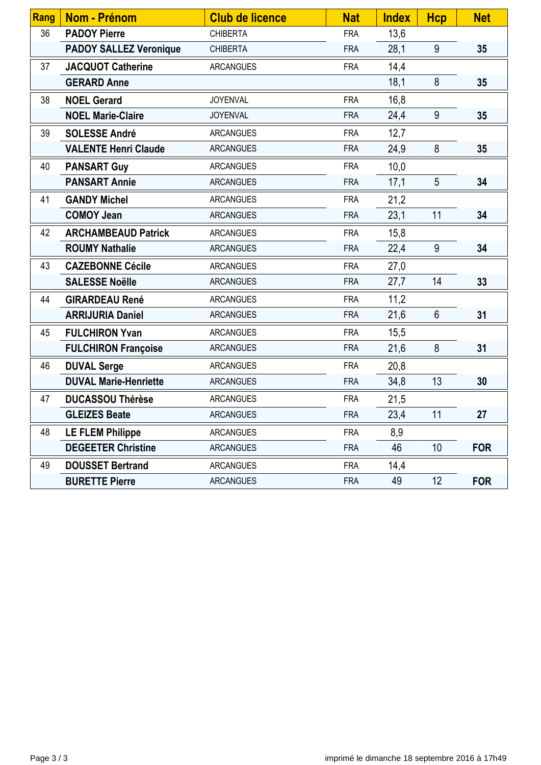| Rang | Nom - Prénom | Club de licence | Nat | Index | Hcp | Net |
|---|---|---|---|---|---|---|
| 36 | **PADOY Pierre** | CHIBERTA | FRA | 13,6 | | |
| | **PADOY SALLEZ Veronique** | CHIBERTA | FRA | 28,1 | 9 | **35** |
| 37 | **JACQUOT Catherine** | ARCANGUES | FRA | 14,4 | | |
| | **GERARD Anne** | | | 18,1 | 8 | **35** |
| 38 | **NOEL Gerard** | JOYENVAL | FRA | 16,8 | | |
| | **NOEL Marie-Claire** | JOYENVAL | FRA | 24,4 | 9 | **35** |
| 39 | **SOLESSE André** | ARCANGUES | FRA | 12,7 | | |
| | **VALENTE Henri Claude** | ARCANGUES | FRA | 24,9 | 8 | **35** |
| 40 | **PANSART Guy** | ARCANGUES | FRA | 10,0 | | |
| | **PANSART Annie** | ARCANGUES | FRA | 17,1 | 5 | **34** |
| 41 | **GANDY Michel** | ARCANGUES | FRA | 21,2 | | |
| | **COMOY Jean** | ARCANGUES | FRA | 23,1 | 11 | **34** |
| 42 | **ARCHAMBEAUD Patrick** | ARCANGUES | FRA | 15,8 | | |
| | **ROUMY Nathalie** | ARCANGUES | FRA | 22,4 | 9 | **34** |
| 43 | **CAZEBONNE Cécile** | ARCANGUES | FRA | 27,0 | | |
| | **SALESSE Noëlle** | ARCANGUES | FRA | 27,7 | 14 | **33** |
| 44 | **GIRARDEAU René** | ARCANGUES | FRA | 11,2 | | |
| | **ARRIJURIA Daniel** | ARCANGUES | FRA | 21,6 | 6 | **31** |
| 45 | **FULCHIRON Yvan** | ARCANGUES | FRA | 15,5 | | |
| | **FULCHIRON Françoise** | ARCANGUES | FRA | 21,6 | 8 | **31** |
| 46 | **DUVAL Serge** | ARCANGUES | FRA | 20,8 | | |
| | **DUVAL Marie-Henriette** | ARCANGUES | FRA | 34,8 | 13 | **30** |
| 47 | **DUCASSOU Thérèse** | ARCANGUES | FRA | 21,5 | | |
| | **GLEIZES Beate** | ARCANGUES | FRA | 23,4 | 11 | **27** |
| 48 | **LE FLEM Philippe** | ARCANGUES | FRA | 8,9 | | |
| | **DEGEETER Christine** | ARCANGUES | FRA | 46 | 10 | **FOR** |
| 49 | **DOUSSET Bertrand** | ARCANGUES | FRA | 14,4 | | |
| | **BURETTE Pierre** | ARCANGUES | FRA | 49 | 12 | **FOR** |

imprimé le dimanche 18 septembre 2016 à 17h49